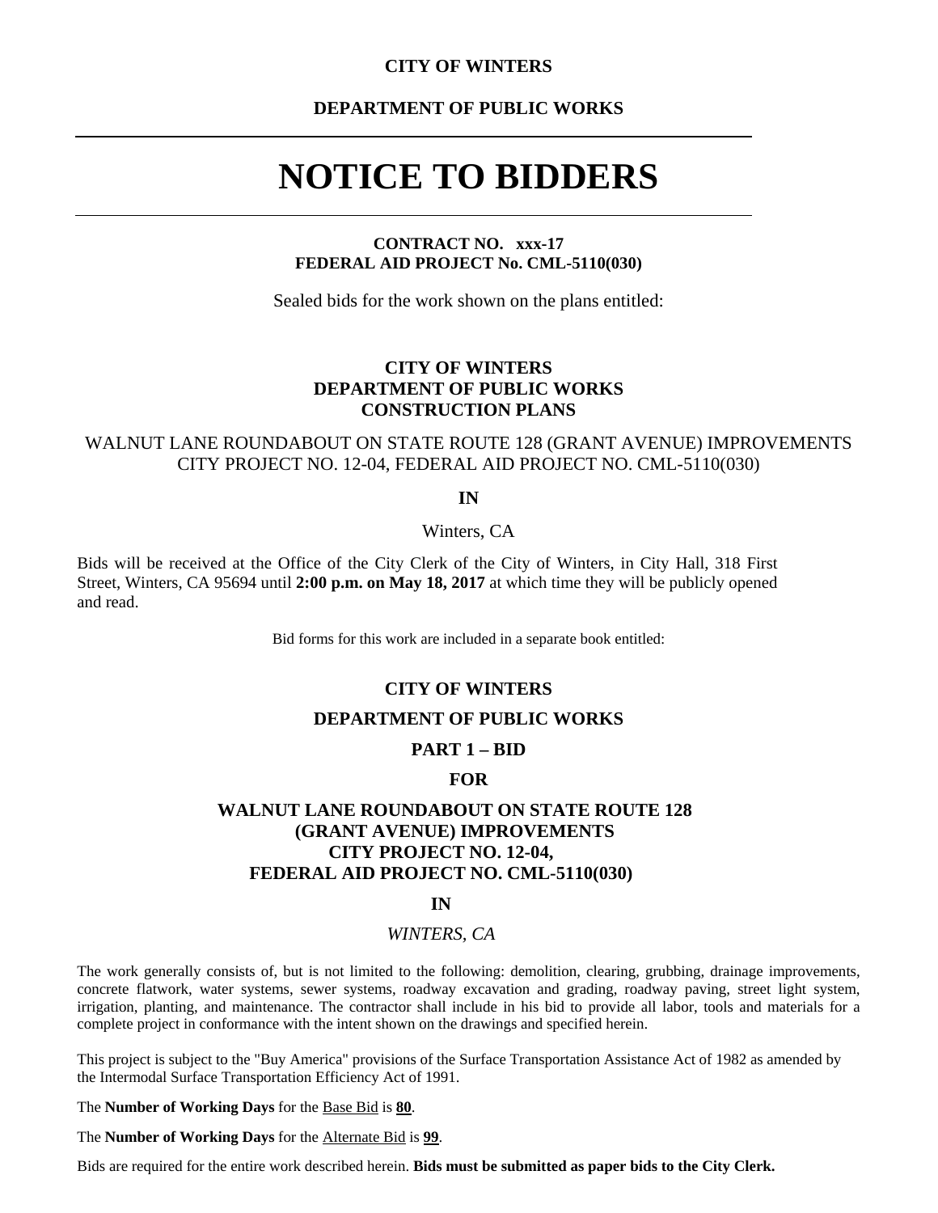**CITY OF WINTERS**

**DEPARTMENT OF PUBLIC WORKS**

---

# NOTICE TO BIDDERS

---

**CONTRACT NO. xxx-17**
**FEDERAL AID PROJECT No. CML-5110(030)**

Sealed bids for the work shown on the plans entitled:

**CITY OF WINTERS**
**DEPARTMENT OF PUBLIC WORKS**
**CONSTRUCTION PLANS**

WALNUT LANE ROUNDABOUT ON STATE ROUTE 128 (GRANT AVENUE) IMPROVEMENTS
CITY PROJECT NO. 12-04, FEDERAL AID PROJECT NO. CML-5110(030)

**IN**

Winters, CA

Bids will be received at the Office of the City Clerk of the City of Winters, in City Hall, 318 First Street, Winters, CA 95694 until **2:00 p.m. on May 18, 2017** at which time they will be publicly opened and read.

Bid forms for this work are included in a separate book entitled:

**CITY OF WINTERS**

**DEPARTMENT OF PUBLIC WORKS**

**PART 1 – BID**

**FOR**

**WALNUT LANE ROUNDABOUT ON STATE ROUTE 128**
**(GRANT AVENUE) IMPROVEMENTS**
**CITY PROJECT NO. 12-04,**
**FEDERAL AID PROJECT NO. CML-5110(030)**

**IN**

*WINTERS, CA*

The work generally consists of, but is not limited to the following: demolition, clearing, grubbing, drainage improvements, concrete flatwork, water systems, sewer systems, roadway excavation and grading, roadway paving, street light system, irrigation, planting, and maintenance. The contractor shall include in his bid to provide all labor, tools and materials for a complete project in conformance with the intent shown on the drawings and specified herein.

This project is subject to the "Buy America" provisions of the Surface Transportation Assistance Act of 1982 as amended by the Intermodal Surface Transportation Efficiency Act of 1991.

The **Number of Working Days** for the Base Bid is **80**.

The **Number of Working Days** for the Alternate Bid is **99**.

Bids are required for the entire work described herein. **Bids must be submitted as paper bids to the City Clerk.**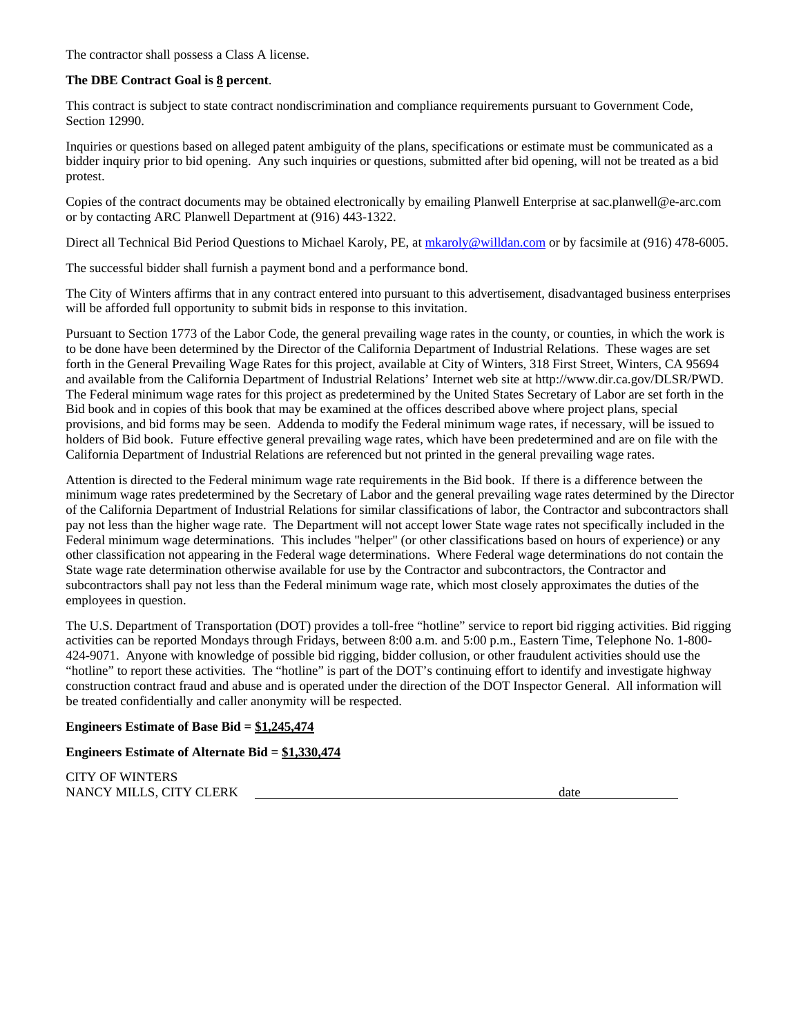The contractor shall possess a Class A license.

**The DBE Contract Goal is 8 percent**.

This contract is subject to state contract nondiscrimination and compliance requirements pursuant to Government Code, Section 12990.

Inquiries or questions based on alleged patent ambiguity of the plans, specifications or estimate must be communicated as a bidder inquiry prior to bid opening. Any such inquiries or questions, submitted after bid opening, will not be treated as a bid protest.

Copies of the contract documents may be obtained electronically by emailing Planwell Enterprise at sac.planwell@e-arc.com or by contacting ARC Planwell Department at (916) 443-1322.

Direct all Technical Bid Period Questions to Michael Karoly, PE, at mkaroly@willdan.com or by facsimile at (916) 478-6005.

The successful bidder shall furnish a payment bond and a performance bond.

The City of Winters affirms that in any contract entered into pursuant to this advertisement, disadvantaged business enterprises will be afforded full opportunity to submit bids in response to this invitation.

Pursuant to Section 1773 of the Labor Code, the general prevailing wage rates in the county, or counties, in which the work is to be done have been determined by the Director of the California Department of Industrial Relations. These wages are set forth in the General Prevailing Wage Rates for this project, available at City of Winters, 318 First Street, Winters, CA 95694 and available from the California Department of Industrial Relations' Internet web site at http://www.dir.ca.gov/DLSR/PWD. The Federal minimum wage rates for this project as predetermined by the United States Secretary of Labor are set forth in the Bid book and in copies of this book that may be examined at the offices described above where project plans, special provisions, and bid forms may be seen. Addenda to modify the Federal minimum wage rates, if necessary, will be issued to holders of Bid book. Future effective general prevailing wage rates, which have been predetermined and are on file with the California Department of Industrial Relations are referenced but not printed in the general prevailing wage rates.

Attention is directed to the Federal minimum wage rate requirements in the Bid book. If there is a difference between the minimum wage rates predetermined by the Secretary of Labor and the general prevailing wage rates determined by the Director of the California Department of Industrial Relations for similar classifications of labor, the Contractor and subcontractors shall pay not less than the higher wage rate. The Department will not accept lower State wage rates not specifically included in the Federal minimum wage determinations. This includes "helper" (or other classifications based on hours of experience) or any other classification not appearing in the Federal wage determinations. Where Federal wage determinations do not contain the State wage rate determination otherwise available for use by the Contractor and subcontractors, the Contractor and subcontractors shall pay not less than the Federal minimum wage rate, which most closely approximates the duties of the employees in question.

The U.S. Department of Transportation (DOT) provides a toll-free "hotline" service to report bid rigging activities. Bid rigging activities can be reported Mondays through Fridays, between 8:00 a.m. and 5:00 p.m., Eastern Time, Telephone No. 1-800-424-9071. Anyone with knowledge of possible bid rigging, bidder collusion, or other fraudulent activities should use the "hotline" to report these activities. The "hotline" is part of the DOT's continuing effort to identify and investigate highway construction contract fraud and abuse and is operated under the direction of the DOT Inspector General. All information will be treated confidentially and caller anonymity will be respected.

**Engineers Estimate of Base Bid = $1,245,474**

**Engineers Estimate of Alternate Bid = $1,330,474**

CITY OF WINTERS  
NANCY MILLS, CITY CLERK ______________________________ date ____________